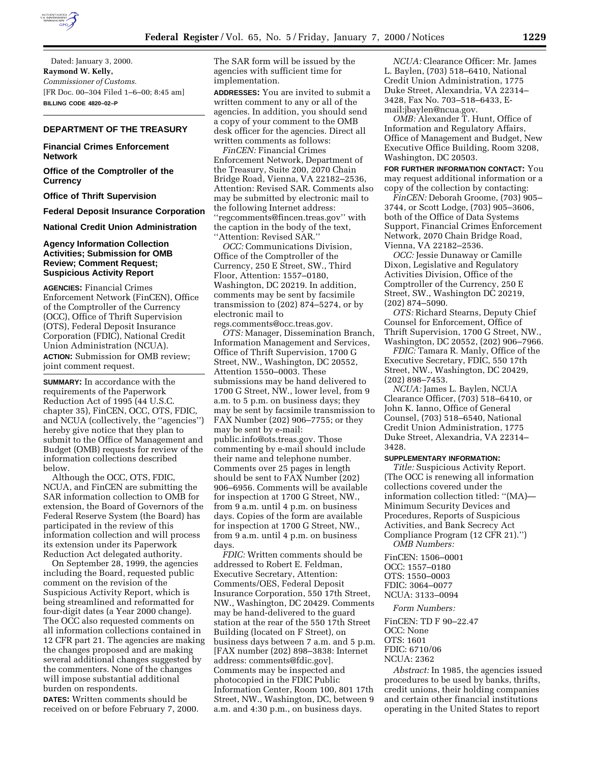Dated: January 3, 2000.

**Raymond W. Kelly,**

*Commissioner of Customs.*

[FR Doc. 00–304 Filed 1–6–00; 8:45 am]

**BILLING CODE 4820–02–P**

## DEPARTMENT OF THE TREASURY

### Financial Crimes Enforcement Network

### Office of the Comptroller of the Currency

### Office of Thrift Supervision

### Federal Deposit Insurance Corporation

### National Credit Union Administration

### Agency Information Collection Activities; Submission for OMB Review; Comment Request; Suspicious Activity Report

**AGENCIES:** Financial Crimes Enforcement Network (FinCEN), Office of the Comptroller of the Currency (OCC), Office of Thrift Supervision (OTS), Federal Deposit Insurance Corporation (FDIC), National Credit Union Administration (NCUA).

**ACTION:** Submission for OMB review; joint comment request.

**SUMMARY:** In accordance with the requirements of the Paperwork Reduction Act of 1995 (44 U.S.C. chapter 35), FinCEN, OCC, OTS, FDIC, and NCUA (collectively, the ''agencies'') hereby give notice that they plan to submit to the Office of Management and Budget (OMB) requests for review of the information collections described below.

Although the OCC, OTS, FDIC, NCUA, and FinCEN are submitting the SAR information collection to OMB for extension, the Board of Governors of the Federal Reserve System (the Board) has participated in the review of this information collection and will process its extension under its Paperwork Reduction Act delegated authority.

On September 28, 1999, the agencies including the Board, requested public comment on the revision of the Suspicious Activity Report, which is being streamlined and reformatted for four-digit dates (a Year 2000 change). The OCC also requested comments on all information collections contained in 12 CFR part 21. The agencies are making the changes proposed and are making several additional changes suggested by the commenters. None of the changes will impose substantial additional burden on respondents.

**DATES:** Written comments should be received on or before February 7, 2000. The SAR form will be issued by the agencies with sufficient time for implementation.

**ADDRESSES:** You are invited to submit a written comment to any or all of the agencies. In addition, you should send a copy of your comment to the OMB desk officer for the agencies. Direct all written comments as follows:

*FinCEN:* Financial Crimes Enforcement Network, Department of the Treasury, Suite 200, 2070 Chain Bridge Road, Vienna, VA 22182–2536, Attention: Revised SAR. Comments also may be submitted by electronic mail to the following Internet address: ''regcomments@fincen.treas.gov'' with the caption in the body of the text, ''Attention: Revised SAR.''

*OCC:* Communications Division, Office of the Comptroller of the Currency, 250 E Street, SW., Third Floor, Attention: 1557–0180, Washington, DC 20219. In addition, comments may be sent by facsimile transmission to (202) 874–5274, or by electronic mail to regs.comments@occ.treas.gov.

*OTS:* Manager, Dissemination Branch, Information Management and Services, Office of Thrift Supervision, 1700 G Street, NW., Washington, DC 20552, Attention 1550–0003. These submissions may be hand delivered to 1700 G Street, NW., lower level, from 9 a.m. to 5 p.m. on business days; they may be sent by facsimile transmission to FAX Number (202) 906–7755; or they may be sent by e-mail: public.info@ots.treas.gov. Those commenting by e-mail should include their name and telephone number. Comments over 25 pages in length should be sent to FAX Number (202) 906–6956. Comments will be available for inspection at 1700 G Street, NW., from 9 a.m. until 4 p.m. on business days. Copies of the form are available for inspection at 1700 G Street, NW., from 9 a.m. until 4 p.m. on business days.

*FDIC:* Written comments should be addressed to Robert E. Feldman, Executive Secretary, Attention: Comments/OES, Federal Deposit Insurance Corporation, 550 17th Street, NW., Washington, DC 20429. Comments may be hand-delivered to the guard station at the rear of the 550 17th Street Building (located on F Street), on business days between 7 a.m. and 5 p.m. [FAX number (202) 898–3838: Internet address: comments@fdic.gov]. Comments may be inspected and photocopied in the FDIC Public Information Center, Room 100, 801 17th Street, NW., Washington, DC, between 9 a.m. and 4:30 p.m., on business days.

*NCUA:* Clearance Officer: Mr. James L. Baylen, (703) 518–6410, National Credit Union Administration, 1775 Duke Street, Alexandria, VA 22314–3428, Fax No. 703–518–6433, E-mail:jbaylen@ncua.gov.

*OMB:* Alexander T. Hunt, Office of Information and Regulatory Affairs, Office of Management and Budget, New Executive Office Building, Room 3208, Washington, DC 20503.

**FOR FURTHER INFORMATION CONTACT:** You may request additional information or a copy of the collection by contacting:

*FinCEN:* Deborah Groome, (703) 905–3744, or Scott Lodge, (703) 905–3606, both of the Office of Data Systems Support, Financial Crimes Enforcement Network, 2070 Chain Bridge Road, Vienna, VA 22182–2536.

*OCC:* Jessie Dunaway or Camille Dixon, Legislative and Regulatory Activities Division, Office of the Comptroller of the Currency, 250 E Street, SW., Washington DC 20219, (202) 874–5090.

*OTS:* Richard Stearns, Deputy Chief Counsel for Enforcement, Office of Thrift Supervision, 1700 G Street, NW., Washington, DC 20552, (202) 906–7966.

*FDIC:* Tamara R. Manly, Office of the Executive Secretary, FDIC, 550 17th Street, NW., Washington, DC 20429, (202) 898–7453.

*NCUA:* James L. Baylen, NCUA Clearance Officer, (703) 518–6410, or John K. Ianno, Office of General Counsel, (703) 518–6540, National Credit Union Administration, 1775 Duke Street, Alexandria, VA 22314–3428.

**SUPPLEMENTARY INFORMATION:**

*Title:* Suspicious Activity Report. (The OCC is renewing all information collections covered under the information collection title: ''(MA)—Minimum Security Devices and Procedures, Reports of Suspicious Activities, and Bank Secrecy Act Compliance Program (12 CFR 21).'')

*OMB Numbers:*

FinCEN: 1506–0001
OCC: 1557–0180
OTS: 1550–0003
FDIC: 3064–0077
NCUA: 3133–0094

*Form Numbers:*

FinCEN: TD F 90–22.47
OCC: None
OTS: 1601
FDIC: 6710/06
NCUA: 2362

*Abstract:* In 1985, the agencies issued procedures to be used by banks, thrifts, credit unions, their holding companies and certain other financial institutions operating in the United States to report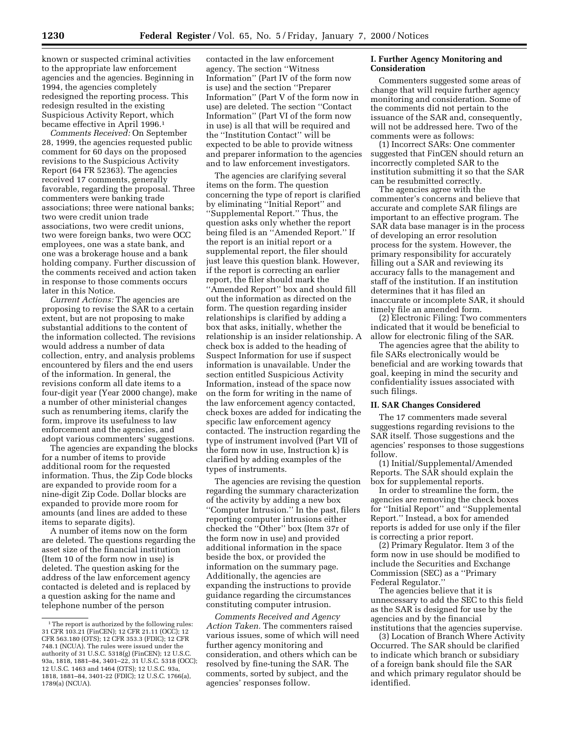known or suspected criminal activities to the appropriate law enforcement agencies and the agencies. Beginning in 1994, the agencies completely redesigned the reporting process. This redesign resulted in the existing Suspicious Activity Report, which became effective in April 1996.[1]

*Comments Received:* On September 28, 1999, the agencies requested public comment for 60 days on the proposed revisions to the Suspicious Activity Report (64 FR 52363). The agencies received 17 comments, generally favorable, regarding the proposal. Three commenters were banking trade associations; three were national banks; two were credit union trade associations, two were credit unions, two were foreign banks, two were OCC employees, one was a state bank, and one was a brokerage house and a bank holding company. Further discussion of the comments received and action taken in response to those comments occurs later in this Notice.

*Current Actions:* The agencies are proposing to revise the SAR to a certain extent, but are not proposing to make substantial additions to the content of the information collected. The revisions would address a number of data collection, entry, and analysis problems encountered by filers and the end users of the information. In general, the revisions conform all date items to a four-digit year (Year 2000 change), make a number of other ministerial changes such as renumbering items, clarify the form, improve its usefulness to law enforcement and the agencies, and adopt various commenters' suggestions.

The agencies are expanding the blocks for a number of items to provide additional room for the requested information. Thus, the Zip Code blocks are expanded to provide room for a nine-digit Zip Code. Dollar blocks are expanded to provide more room for amounts (and lines are added to these items to separate digits).

A number of items now on the form are deleted. The questions regarding the asset size of the financial institution (Item 10 of the form now in use) is deleted. The question asking for the address of the law enforcement agency contacted is deleted and is replaced by a question asking for the name and telephone number of the person contacted in the law enforcement agency. The section "Witness Information" (Part IV of the form now is use) and the section "Preparer Information" (Part V of the form now in use) are deleted. The section "Contact Information" (Part VI of the form now in use) is all that will be required and the "Institution Contact" will be expected to be able to provide witness and preparer information to the agencies and to law enforcement investigators.

The agencies are clarifying several items on the form. The question concerning the type of report is clarified by eliminating "Initial Report" and "Supplemental Report." Thus, the question asks only whether the report being filed is an "Amended Report." If the report is an initial report or a supplemental report, the filer should just leave this question blank. However, if the report is correcting an earlier report, the filer should mark the "Amended Report" box and should fill out the information as directed on the form. The question regarding insider relationships is clarified by adding a box that asks, initially, whether the relationship is an insider relationship. A check box is added to the heading of Suspect Information for use if suspect information is unavailable. Under the section entitled Suspicious Activity Information, instead of the space now on the form for writing in the name of the law enforcement agency contacted, check boxes are added for indicating the specific law enforcement agency contacted. The instruction regarding the type of instrument involved (Part VII of the form now in use, Instruction k) is clarified by adding examples of the types of instruments.

The agencies are revising the question regarding the summary characterization of the activity by adding a new box "Computer Intrusion." In the past, filers reporting computer intrusions either checked the "Other" box (Item 37r of the form now in use) and provided additional information in the space beside the box, or provided the information on the summary page. Additionally, the agencies are expanding the instructions to provide guidance regarding the circumstances constituting computer intrusion.

*Comments Received and Agency Action Taken.* The commenters raised various issues, some of which will need further agency monitoring and consideration, and others which can be resolved by fine-tuning the SAR. The comments, sorted by subject, and the agencies' responses follow.

### I. Further Agency Monitoring and Consideration

Commenters suggested some areas of change that will require further agency monitoring and consideration. Some of the comments did not pertain to the issuance of the SAR and, consequently, will not be addressed here. Two of the comments were as follows:

(1) Incorrect SARs: One commenter suggested that FinCEN should return an incorrectly completed SAR to the institution submitting it so that the SAR can be resubmitted correctly.

The agencies agree with the commenter's concerns and believe that accurate and complete SAR filings are important to an effective program. The SAR data base manager is in the process of developing an error resolution process for the system. However, the primary responsibility for accurately filling out a SAR and reviewing its accuracy falls to the management and staff of the institution. If an institution determines that it has filed an inaccurate or incomplete SAR, it should timely file an amended form.

(2) Electronic Filing: Two commenters indicated that it would be beneficial to allow for electronic filing of the SAR.

The agencies agree that the ability to file SARs electronically would be beneficial and are working towards that goal, keeping in mind the security and confidentiality issues associated with such filings.

### II. SAR Changes Considered

The 17 commenters made several suggestions regarding revisions to the SAR itself. Those suggestions and the agencies' responses to those suggestions follow.

(1) Initial/Supplemental/Amended Reports. The SAR should explain the box for supplemental reports.

In order to streamline the form, the agencies are removing the check boxes for "Initial Report" and "Supplemental Report." Instead, a box for amended reports is added for use only if the filer is correcting a prior report.

(2) Primary Regulator. Item 3 of the form now in use should be modified to include the Securities and Exchange Commission (SEC) as a "Primary Federal Regulator."

The agencies believe that it is unnecessary to add the SEC to this field as the SAR is designed for use by the agencies and by the financial institutions that the agencies supervise.

(3) Location of Branch Where Activity Occurred. The SAR should be clarified to indicate which branch or subsidiary of a foreign bank should file the SAR and which primary regulator should be identified.

[1] The report is authorized by the following rules: 31 CFR 103.21 (FinCEN); 12 CFR 21.11 (OCC); 12 CFR 563.180 (OTS); 12 CFR 353.3 (FDIC); 12 CFR 748.1 (NCUA). The rules were issued under the authority of 31 U.S.C. 5318(g) (FinCEN); 12 U.S.C. 93a, 1818, 1881–84, 3401–22, 31 U.S.C. 5318 (OCC); 12 U.S.C. 1463 and 1464 (OTS); 12 U.S.C. 93a, 1818, 1881–84, 3401-22 (FDIC); 12 U.S.C. 1766(a), 1789(a) (NCUA).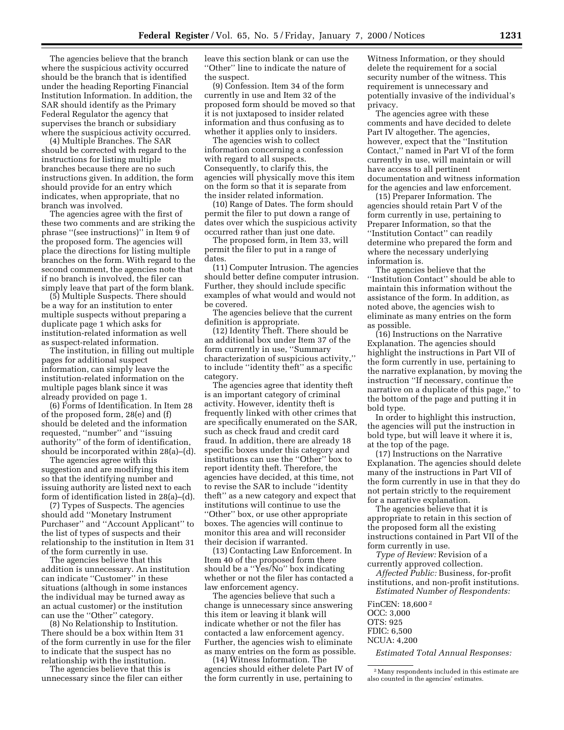The agencies believe that the branch where the suspicious activity occurred should be the branch that is identified under the heading Reporting Financial Institution Information. In addition, the SAR should identify as the Primary Federal Regulator the agency that supervises the branch or subsidiary where the suspicious activity occurred.

(4) Multiple Branches. The SAR should be corrected with regard to the instructions for listing multiple branches because there are no such instructions given. In addition, the form should provide for an entry which indicates, when appropriate, that no branch was involved.

The agencies agree with the first of these two comments and are striking the phrase ''(see instructions)'' in Item 9 of the proposed form. The agencies will place the directions for listing multiple branches on the form. With regard to the second comment, the agencies note that if no branch is involved, the filer can simply leave that part of the form blank.

(5) Multiple Suspects. There should be a way for an institution to enter multiple suspects without preparing a duplicate page 1 which asks for institution-related information as well as suspect-related information.

The institution, in filling out multiple pages for additional suspect information, can simply leave the institution-related information on the multiple pages blank since it was already provided on page 1.

(6) Forms of Identification. In Item 28 of the proposed form, 28(e) and (f) should be deleted and the information requested, ''number'' and ''issuing authority'' of the form of identification, should be incorporated within 28(a)–(d).

The agencies agree with this suggestion and are modifying this item so that the identifying number and issuing authority are listed next to each form of identification listed in 28(a)–(d).

(7) Types of Suspects. The agencies should add ''Monetary Instrument Purchaser'' and ''Account Applicant'' to the list of types of suspects and their relationship to the institution in Item 31 of the form currently in use.

The agencies believe that this addition is unnecessary. An institution can indicate ''Customer'' in these situations (although in some instances the individual may be turned away as an actual customer) or the institution can use the ''Other'' category.

(8) No Relationship to Institution. There should be a box within Item 31 of the form currently in use for the filer to indicate that the suspect has no relationship with the institution.

The agencies believe that this is unnecessary since the filer can either leave this section blank or can use the ''Other'' line to indicate the nature of the suspect.

(9) Confession. Item 34 of the form currently in use and Item 32 of the proposed form should be moved so that it is not juxtaposed to insider related information and thus confusing as to whether it applies only to insiders.

The agencies wish to collect information concerning a confession with regard to all suspects. Consequently, to clarify this, the agencies will physically move this item on the form so that it is separate from the insider related information.

(10) Range of Dates. The form should permit the filer to put down a range of dates over which the suspicious activity occurred rather than just one date.

The proposed form, in Item 33, will permit the filer to put in a range of dates.

(11) Computer Intrusion. The agencies should better define computer intrusion. Further, they should include specific examples of what would and would not be covered.

The agencies believe that the current definition is appropriate.

(12) Identity Theft. There should be an additional box under Item 37 of the form currently in use, ''Summary characterization of suspicious activity,'' to include ''identity theft'' as a specific category.

The agencies agree that identity theft is an important category of criminal activity. However, identity theft is frequently linked with other crimes that are specifically enumerated on the SAR, such as check fraud and credit card fraud. In addition, there are already 18 specific boxes under this category and institutions can use the ''Other'' box to report identity theft. Therefore, the agencies have decided, at this time, not to revise the SAR to include ''identity theft'' as a new category and expect that institutions will continue to use the ''Other'' box, or use other appropriate boxes. The agencies will continue to monitor this area and will reconsider their decision if warranted.

(13) Contacting Law Enforcement. In Item 40 of the proposed form there should be a ''Yes/No'' box indicating whether or not the filer has contacted a law enforcement agency.

The agencies believe that such a change is unnecessary since answering this item or leaving it blank will indicate whether or not the filer has contacted a law enforcement agency. Further, the agencies wish to eliminate as many entries on the form as possible.

(14) Witness Information. The agencies should either delete Part IV of the form currently in use, pertaining to Witness Information, or they should delete the requirement for a social security number of the witness. This requirement is unnecessary and potentially invasive of the individual's privacy.

The agencies agree with these comments and have decided to delete Part IV altogether. The agencies, however, expect that the ''Institution Contact,'' named in Part VI of the form currently in use, will maintain or will have access to all pertinent documentation and witness information for the agencies and law enforcement.

(15) Preparer Information. The agencies should retain Part V of the form currently in use, pertaining to Preparer Information, so that the ''Institution Contact'' can readily determine who prepared the form and where the necessary underlying information is.

The agencies believe that the ''Institution Contact'' should be able to maintain this information without the assistance of the form. In addition, as noted above, the agencies wish to eliminate as many entries on the form as possible.

(16) Instructions on the Narrative Explanation. The agencies should highlight the instructions in Part VII of the form currently in use, pertaining to the narrative explanation, by moving the instruction ''If necessary, continue the narrative on a duplicate of this page,'' to the bottom of the page and putting it in bold type.

In order to highlight this instruction, the agencies will put the instruction in bold type, but will leave it where it is, at the top of the page.

(17) Instructions on the Narrative Explanation. The agencies should delete many of the instructions in Part VII of the form currently in use in that they do not pertain strictly to the requirement for a narrative explanation.

The agencies believe that it is appropriate to retain in this section of the proposed form all the existing instructions contained in Part VII of the form currently in use.

*Type of Review:* Revision of a currently approved collection.

*Affected Public:* Business, for-profit institutions, and non-profit institutions.

*Estimated Number of Respondents:*

FinCEN: 18,600 [2]
OCC: 3,000
OTS: 925
FDIC: 6,500
NCUA: 4,200

*Estimated Total Annual Responses:*

[2] Many respondents included in this estimate are also counted in the agencies' estimates.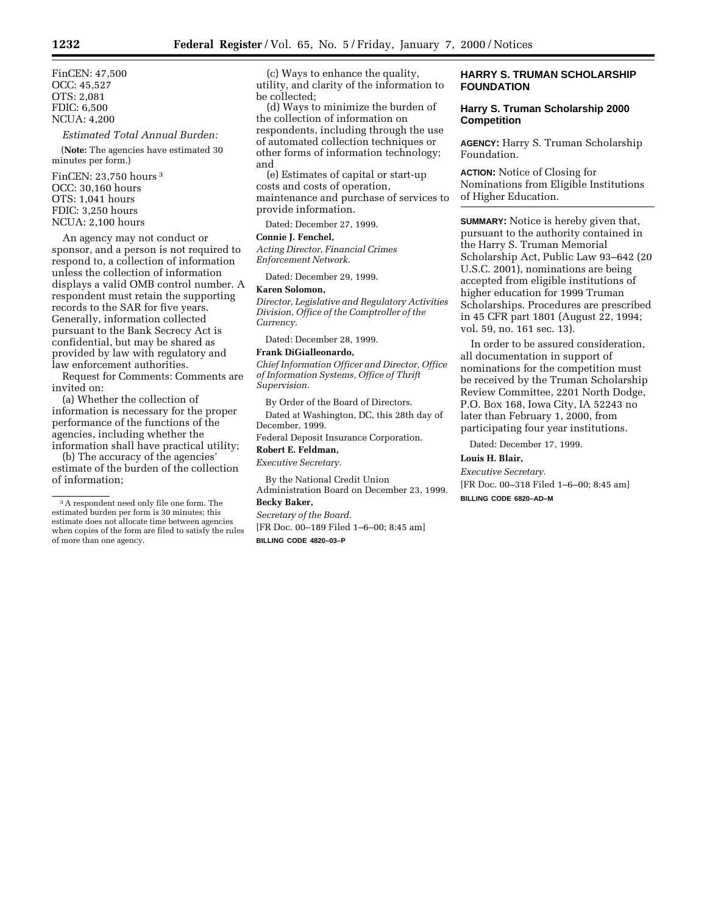FinCEN: 47,500
OCC: 45,527
OTS: 2,081
FDIC: 6,500
NCUA: 4,200

*Estimated Total Annual Burden:*

(**Note:** The agencies have estimated 30 minutes per form.)

FinCEN: 23,750 hours [3]
OCC: 30,160 hours
OTS: 1,041 hours
FDIC: 3,250 hours
NCUA: 2,100 hours

An agency may not conduct or sponsor, and a person is not required to respond to, a collection of information unless the collection of information displays a valid OMB control number. A respondent must retain the supporting records to the SAR for five years. Generally, information collected pursuant to the Bank Secrecy Act is confidential, but may be shared as provided by law with regulatory and law enforcement authorities.

Request for Comments: Comments are invited on:

(a) Whether the collection of information is necessary for the proper performance of the functions of the agencies, including whether the information shall have practical utility;

(b) The accuracy of the agencies' estimate of the burden of the collection of information;

(c) Ways to enhance the quality, utility, and clarity of the information to be collected;

(d) Ways to minimize the burden of the collection of information on respondents, including through the use of automated collection techniques or other forms of information technology; and

(e) Estimates of capital or start-up costs and costs of operation, maintenance and purchase of services to provide information.

Dated: December 27, 1999.

**Connie J. Fenchel,**

*Acting Director, Financial Crimes Enforcement Network.*

Dated: December 29, 1999.

**Karen Solomon,**

*Director, Legislative and Regulatory Activities Division, Office of the Comptroller of the Currency.*

Dated: December 28, 1999.

**Frank DiGialleonardo,**

*Chief Information Officer and Director, Office of Information Systems, Office of Thrift Supervision.*

By Order of the Board of Directors.

Dated at Washington, DC, this 28th day of December, 1999.

Federal Deposit Insurance Corporation.

**Robert E. Feldman,**

*Executive Secretary.*

By the National Credit Union Administration Board on December 23, 1999.

**Becky Baker,**

*Secretary of the Board.*

[FR Doc. 00–189 Filed 1–6–00; 8:45 am]

**BILLING CODE 4820–03–P**

[3] A respondent need only file one form. The estimated burden per form is 30 minutes; this estimate does not allocate time between agencies when copies of the form are filed to satisfy the rules of more than one agency.

## HARRY S. TRUMAN SCHOLARSHIP FOUNDATION

### Harry S. Truman Scholarship 2000 Competition

**AGENCY:** Harry S. Truman Scholarship Foundation.

**ACTION:** Notice of Closing for Nominations from Eligible Institutions of Higher Education.

**SUMMARY:** Notice is hereby given that, pursuant to the authority contained in the Harry S. Truman Memorial Scholarship Act, Public Law 93–642 (20 U.S.C. 2001), nominations are being accepted from eligible institutions of higher education for 1999 Truman Scholarships. Procedures are prescribed in 45 CFR part 1801 (August 22, 1994; vol. 59, no. 161 sec. 13).

In order to be assured consideration, all documentation in support of nominations for the competition must be received by the Truman Scholarship Review Committee, 2201 North Dodge, P.O. Box 168, Iowa City, IA 52243 no later than February 1, 2000, from participating four year institutions.

Dated: December 17, 1999.

**Louis H. Blair,**

*Executive Secretary.*

[FR Doc. 00–318 Filed 1–6–00; 8:45 am]

**BILLING CODE 6820–AD–M**